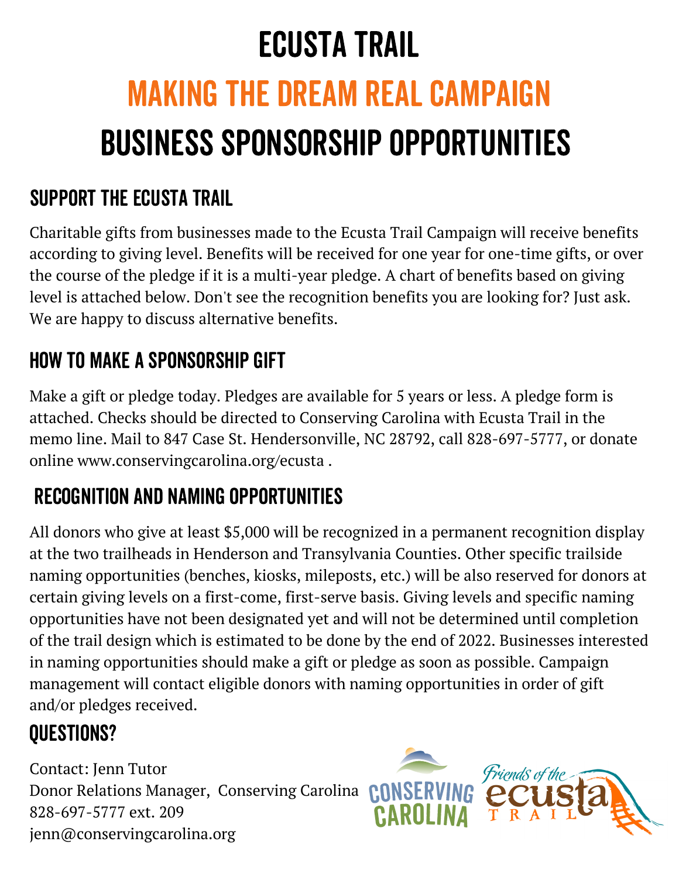# ECUSTA TRAIL

## MAKING THE DREAM REAL CAMPAIGN

## BUSINESS SPONSORSHIP OPPORTUNITIES

### SUPPORT THE ECUSTA TRAIL

Charitable gifts from businesses made to the Ecusta Trail Campaign will receive benefits according to giving level. Benefits will be received for one year for one-time gifts, or over the course of the pledge if it is a multi-year pledge. A chart of benefits based on giving level is attached below. Don't see the recognition benefits you are looking for? Just ask. We are happy to discuss alternative benefits.

### HOW TO MAKE A SPONSORSHIP GIFT

Make a gift or pledge today. Pledges are available for 5 years or less. A pledge form is attached. Checks should be directed to Conserving Carolina with Ecusta Trail in the memo line. Mail to 847 Case St. Hendersonville, NC 28792, call 828-697-5777, or donate online www.conservingcarolina.org/ecusta .

### RECOGNITION AND NAMING OPPORTUNITIES

All donors who give at least $5,000 will be recognized in a permanent recognition display at the two trailheads in Henderson and Transylvania Counties. Other specific trailside naming opportunities (benches, kiosks, mileposts, etc.) will be also reserved for donors at certain giving levels on a first-come, first-serve basis. Giving levels and specific naming opportunities have not been designated yet and will not be determined until completion of the trail design which is estimated to be done by the end of 2022. Businesses interested in naming opportunities should make a gift or pledge as soon as possible. Campaign management will contact eligible donors with naming opportunities in order of gift and/or pledges received.

### QUESTIONS?

Contact: Jenn Tutor
Donor Relations Manager, Conserving Carolina
828-697-5777 ext. 209
jenn@conservingcarolina.org

CONSERVING CAROLINA

Friends of the ecusta TRAIL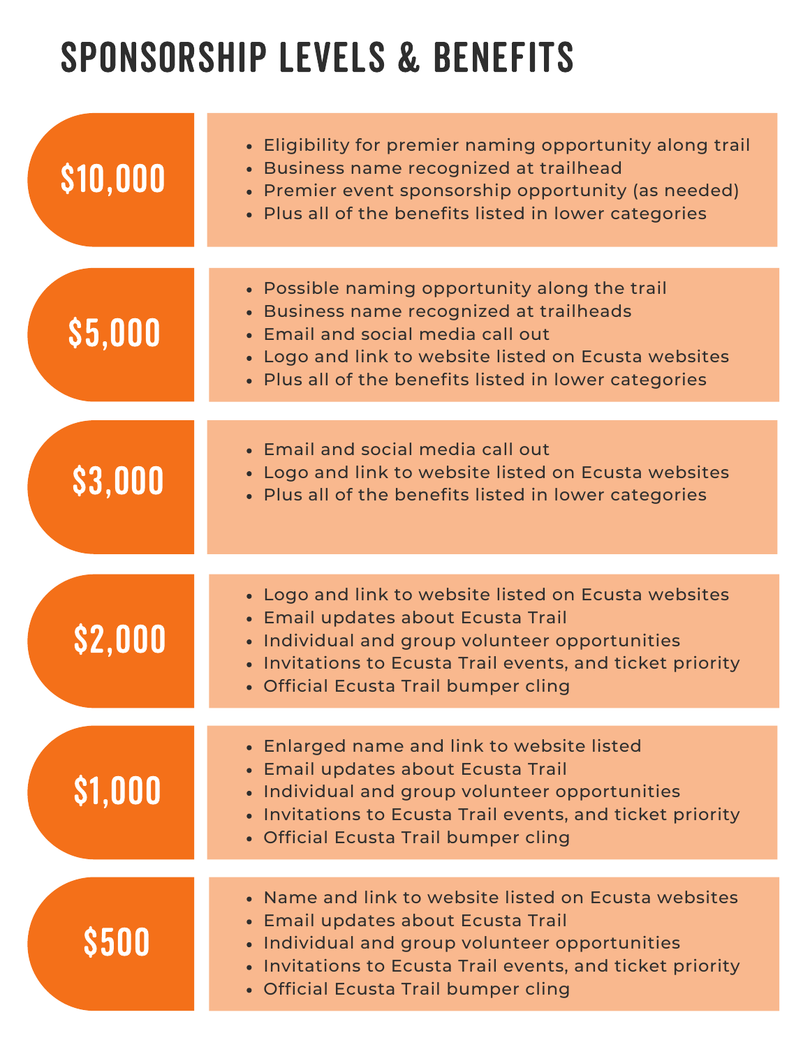# SPONSORSHIP LEVELS & BENEFITS

## $10,000

- Eligibility for premier naming opportunity along trail
- Business name recognized at trailhead
- Premier event sponsorship opportunity (as needed)
- Plus all of the benefits listed in lower categories

## $5,000

- Possible naming opportunity along the trail
- Business name recognized at trailheads
- Email and social media call out
- Logo and link to website listed on Ecusta websites
- Plus all of the benefits listed in lower categories

## $3,000

- Email and social media call out
- Logo and link to website listed on Ecusta websites
- Plus all of the benefits listed in lower categories

## $2,000

- Logo and link to website listed on Ecusta websites
- Email updates about Ecusta Trail
- Individual and group volunteer opportunities
- Invitations to Ecusta Trail events, and ticket priority
- Official Ecusta Trail bumper cling

## $1,000

- Enlarged name and link to website listed
- Email updates about Ecusta Trail
- Individual and group volunteer opportunities
- Invitations to Ecusta Trail events, and ticket priority
- Official Ecusta Trail bumper cling

## $500

- Name and link to website listed on Ecusta websites
- Email updates about Ecusta Trail
- Individual and group volunteer opportunities
- Invitations to Ecusta Trail events, and ticket priority
- Official Ecusta Trail bumper cling